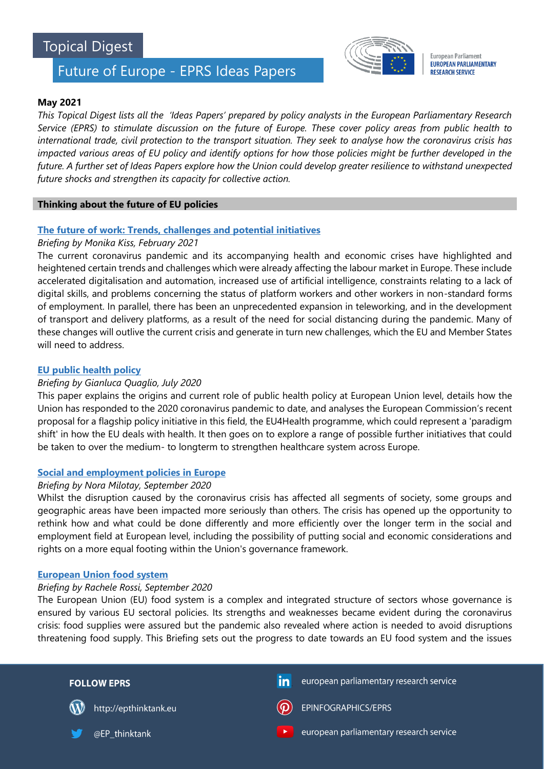# Topical Digest

## Future of Europe - EPRS Ideas Papers

European Parliament
EUROPEAN PARLIAMENTARY RESEARCH SERVICE

**May 2021**

*This Topical Digest lists all the 'Ideas Papers' prepared by policy analysts in the European Parliamentary Research Service (EPRS) to stimulate discussion on the future of Europe. These cover policy areas from public health to international trade, civil protection to the transport situation. They seek to analyse how the coronavirus crisis has impacted various areas of EU policy and identify options for how those policies might be further developed in the future. A further set of Ideas Papers explore how the Union could develop greater resilience to withstand unexpected future shocks and strengthen its capacity for collective action.*

### Thinking about the future of EU policies

**The future of work: Trends, challenges and potential initiatives**

*Briefing by Monika Kiss, February 2021*

The current coronavirus pandemic and its accompanying health and economic crises have highlighted and heightened certain trends and challenges which were already affecting the labour market in Europe. These include accelerated digitalisation and automation, increased use of artificial intelligence, constraints relating to a lack of digital skills, and problems concerning the status of platform workers and other workers in non-standard forms of employment. In parallel, there has been an unprecedented expansion in teleworking, and in the development of transport and delivery platforms, as a result of the need for social distancing during the pandemic. Many of these changes will outlive the current crisis and generate in turn new challenges, which the EU and Member States will need to address.

**EU public health policy**

*Briefing by Gianluca Quaglio, July 2020*

This paper explains the origins and current role of public health policy at European Union level, details how the Union has responded to the 2020 coronavirus pandemic to date, and analyses the European Commission's recent proposal for a flagship policy initiative in this field, the EU4Health programme, which could represent a 'paradigm shift' in how the EU deals with health. It then goes on to explore a range of possible further initiatives that could be taken to over the medium- to longterm to strengthen healthcare system across Europe.

**Social and employment policies in Europe**

*Briefing by Nora Milotay, September 2020*

Whilst the disruption caused by the coronavirus crisis has affected all segments of society, some groups and geographic areas have been impacted more seriously than others. The crisis has opened up the opportunity to rethink how and what could be done differently and more efficiently over the longer term in the social and employment field at European level, including the possibility of putting social and economic considerations and rights on a more equal footing within the Union's governance framework.

**European Union food system**

*Briefing by Rachele Rossi, September 2020*

The European Union (EU) food system is a complex and integrated structure of sectors whose governance is ensured by various EU sectoral policies. Its strengths and weaknesses became evident during the coronavirus crisis: food supplies were assured but the pandemic also revealed where action is needed to avoid disruptions threatening food supply. This Briefing sets out the progress to date towards an EU food system and the issues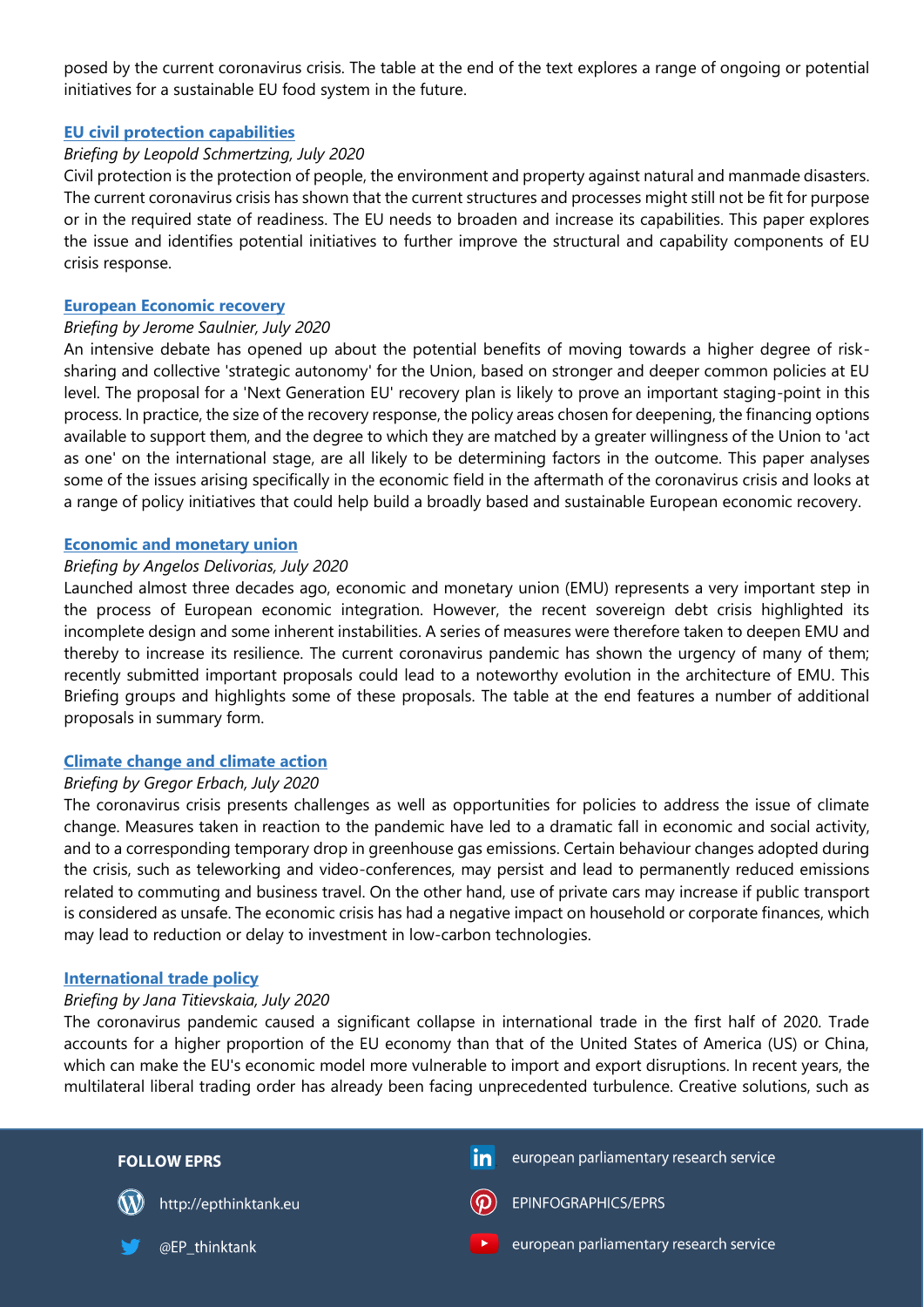posed by the current coronavirus crisis. The table at the end of the text explores a range of ongoing or potential initiatives for a sustainable EU food system in the future.

### EU civil protection capabilities

*Briefing by Leopold Schmertzing, July 2020*

Civil protection is the protection of people, the environment and property against natural and manmade disasters. The current coronavirus crisis has shown that the current structures and processes might still not be fit for purpose or in the required state of readiness. The EU needs to broaden and increase its capabilities. This paper explores the issue and identifies potential initiatives to further improve the structural and capability components of EU crisis response.

### European Economic recovery

*Briefing by Jerome Saulnier, July 2020*

An intensive debate has opened up about the potential benefits of moving towards a higher degree of risk-sharing and collective 'strategic autonomy' for the Union, based on stronger and deeper common policies at EU level. The proposal for a 'Next Generation EU' recovery plan is likely to prove an important staging-point in this process. In practice, the size of the recovery response, the policy areas chosen for deepening, the financing options available to support them, and the degree to which they are matched by a greater willingness of the Union to 'act as one' on the international stage, are all likely to be determining factors in the outcome. This paper analyses some of the issues arising specifically in the economic field in the aftermath of the coronavirus crisis and looks at a range of policy initiatives that could help build a broadly based and sustainable European economic recovery.

### Economic and monetary union

*Briefing by Angelos Delivorias, July 2020*

Launched almost three decades ago, economic and monetary union (EMU) represents a very important step in the process of European economic integration. However, the recent sovereign debt crisis highlighted its incomplete design and some inherent instabilities. A series of measures were therefore taken to deepen EMU and thereby to increase its resilience. The current coronavirus pandemic has shown the urgency of many of them; recently submitted important proposals could lead to a noteworthy evolution in the architecture of EMU. This Briefing groups and highlights some of these proposals. The table at the end features a number of additional proposals in summary form.

### Climate change and climate action

*Briefing by Gregor Erbach, July 2020*

The coronavirus crisis presents challenges as well as opportunities for policies to address the issue of climate change. Measures taken in reaction to the pandemic have led to a dramatic fall in economic and social activity, and to a corresponding temporary drop in greenhouse gas emissions. Certain behaviour changes adopted during the crisis, such as teleworking and video-conferences, may persist and lead to permanently reduced emissions related to commuting and business travel. On the other hand, use of private cars may increase if public transport is considered as unsafe. The economic crisis has had a negative impact on household or corporate finances, which may lead to reduction or delay to investment in low-carbon technologies.

### International trade policy

*Briefing by Jana Titievskaia, July 2020*

The coronavirus pandemic caused a significant collapse in international trade in the first half of 2020. Trade accounts for a higher proportion of the EU economy than that of the United States of America (US) or China, which can make the EU's economic model more vulnerable to import and export disruptions. In recent years, the multilateral liberal trading order has already been facing unprecedented turbulence. Creative solutions, such as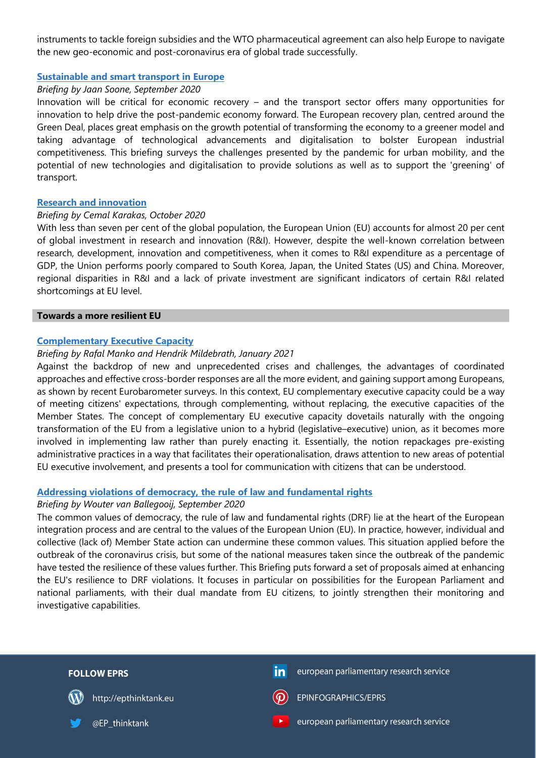instruments to tackle foreign subsidies and the WTO pharmaceutical agreement can also help Europe to navigate the new geo-economic and post-coronavirus era of global trade successfully.

### Sustainable and smart transport in Europe

*Briefing by Jaan Soone, September 2020*

Innovation will be critical for economic recovery – and the transport sector offers many opportunities for innovation to help drive the post-pandemic economy forward. The European recovery plan, centred around the Green Deal, places great emphasis on the growth potential of transforming the economy to a greener model and taking advantage of technological advancements and digitalisation to bolster European industrial competitiveness. This briefing surveys the challenges presented by the pandemic for urban mobility, and the potential of new technologies and digitalisation to provide solutions as well as to support the 'greening' of transport.

### Research and innovation

*Briefing by Cemal Karakas, October 2020*

With less than seven per cent of the global population, the European Union (EU) accounts for almost 20 per cent of global investment in research and innovation (R&I). However, despite the well-known correlation between research, development, innovation and competitiveness, when it comes to R&I expenditure as a percentage of GDP, the Union performs poorly compared to South Korea, Japan, the United States (US) and China. Moreover, regional disparities in R&I and a lack of private investment are significant indicators of certain R&I related shortcomings at EU level.

## Towards a more resilient EU

### Complementary Executive Capacity

*Briefing by Rafal Manko and Hendrik Mildebrath, January 2021*

Against the backdrop of new and unprecedented crises and challenges, the advantages of coordinated approaches and effective cross-border responses are all the more evident, and gaining support among Europeans, as shown by recent Eurobarometer surveys. In this context, EU complementary executive capacity could be a way of meeting citizens' expectations, through complementing, without replacing, the executive capacities of the Member States. The concept of complementary EU executive capacity dovetails naturally with the ongoing transformation of the EU from a legislative union to a hybrid (legislative–executive) union, as it becomes more involved in implementing law rather than purely enacting it. Essentially, the notion repackages pre-existing administrative practices in a way that facilitates their operationalisation, draws attention to new areas of potential EU executive involvement, and presents a tool for communication with citizens that can be understood.

### Addressing violations of democracy, the rule of law and fundamental rights

*Briefing by Wouter van Ballegooij, September 2020*

The common values of democracy, the rule of law and fundamental rights (DRF) lie at the heart of the European integration process and are central to the values of the European Union (EU). In practice, however, individual and collective (lack of) Member State action can undermine these common values. This situation applied before the outbreak of the coronavirus crisis, but some of the national measures taken since the outbreak of the pandemic have tested the resilience of these values further. This Briefing puts forward a set of proposals aimed at enhancing the EU's resilience to DRF violations. It focuses in particular on possibilities for the European Parliament and national parliaments, with their dual mandate from EU citizens, to jointly strengthen their monitoring and investigative capabilities.

**FOLLOW EPRS**

http://epthinktank.eu

@EP_thinktank

european parliamentary research service

EPINFOGRAPHICS/EPRS

european parliamentary research service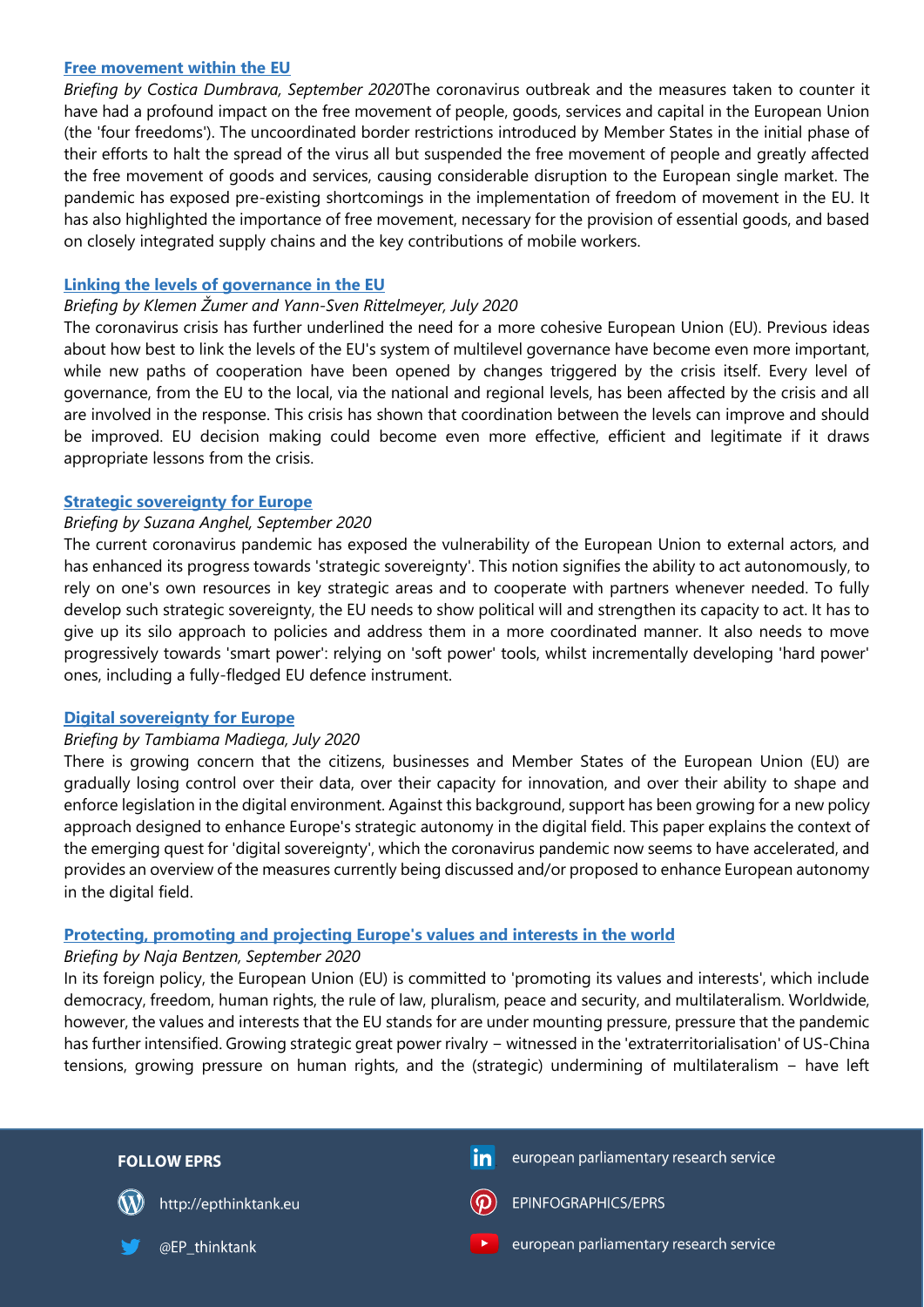### [Free movement within the EU]

*Briefing by Costica Dumbrava, September 2020*The coronavirus outbreak and the measures taken to counter it have had a profound impact on the free movement of people, goods, services and capital in the European Union (the 'four freedoms'). The uncoordinated border restrictions introduced by Member States in the initial phase of their efforts to halt the spread of the virus all but suspended the free movement of people and greatly affected the free movement of goods and services, causing considerable disruption to the European single market. The pandemic has exposed pre-existing shortcomings in the implementation of freedom of movement in the EU. It has also highlighted the importance of free movement, necessary for the provision of essential goods, and based on closely integrated supply chains and the key contributions of mobile workers.

### [Linking the levels of governance in the EU]

*Briefing by Klemen Žumer and Yann-Sven Rittelmeyer, July 2020*

The coronavirus crisis has further underlined the need for a more cohesive European Union (EU). Previous ideas about how best to link the levels of the EU's system of multilevel governance have become even more important, while new paths of cooperation have been opened by changes triggered by the crisis itself. Every level of governance, from the EU to the local, via the national and regional levels, has been affected by the crisis and all are involved in the response. This crisis has shown that coordination between the levels can improve and should be improved. EU decision making could become even more effective, efficient and legitimate if it draws appropriate lessons from the crisis.

### [Strategic sovereignty for Europe]

*Briefing by Suzana Anghel, September 2020*

The current coronavirus pandemic has exposed the vulnerability of the European Union to external actors, and has enhanced its progress towards 'strategic sovereignty'. This notion signifies the ability to act autonomously, to rely on one's own resources in key strategic areas and to cooperate with partners whenever needed. To fully develop such strategic sovereignty, the EU needs to show political will and strengthen its capacity to act. It has to give up its silo approach to policies and address them in a more coordinated manner. It also needs to move progressively towards 'smart power': relying on 'soft power' tools, whilst incrementally developing 'hard power' ones, including a fully-fledged EU defence instrument.

### [Digital sovereignty for Europe]

*Briefing by Tambiama Madiega, July 2020*

There is growing concern that the citizens, businesses and Member States of the European Union (EU) are gradually losing control over their data, over their capacity for innovation, and over their ability to shape and enforce legislation in the digital environment. Against this background, support has been growing for a new policy approach designed to enhance Europe's strategic autonomy in the digital field. This paper explains the context of the emerging quest for 'digital sovereignty', which the coronavirus pandemic now seems to have accelerated, and provides an overview of the measures currently being discussed and/or proposed to enhance European autonomy in the digital field.

### [Protecting, promoting and projecting Europe's values and interests in the world]

*Briefing by Naja Bentzen, September 2020*

In its foreign policy, the European Union (EU) is committed to 'promoting its values and interests', which include democracy, freedom, human rights, the rule of law, pluralism, peace and security, and multilateralism. Worldwide, however, the values and interests that the EU stands for are under mounting pressure, pressure that the pandemic has further intensified. Growing strategic great power rivalry – witnessed in the 'extraterritorialisation' of US-China tensions, growing pressure on human rights, and the (strategic) undermining of multilateralism – have left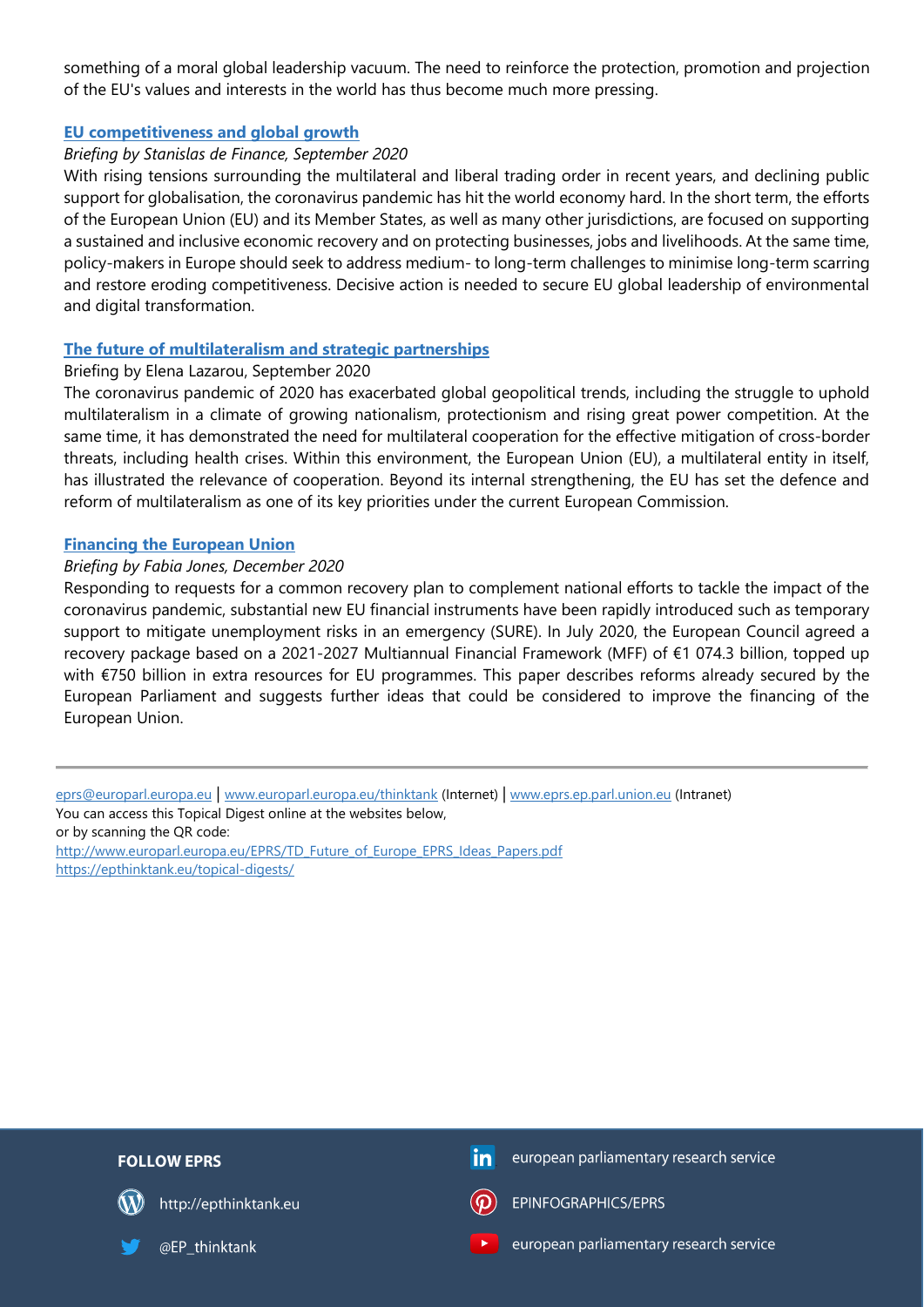something of a moral global leadership vacuum. The need to reinforce the protection, promotion and projection of the EU's values and interests in the world has thus become much more pressing.

### [EU competitiveness and global growth](#)

*Briefing by Stanislas de Finance, September 2020*

With rising tensions surrounding the multilateral and liberal trading order in recent years, and declining public support for globalisation, the coronavirus pandemic has hit the world economy hard. In the short term, the efforts of the European Union (EU) and its Member States, as well as many other jurisdictions, are focused on supporting a sustained and inclusive economic recovery and on protecting businesses, jobs and livelihoods. At the same time, policy-makers in Europe should seek to address medium- to long-term challenges to minimise long-term scarring and restore eroding competitiveness. Decisive action is needed to secure EU global leadership of environmental and digital transformation.

### [The future of multilateralism and strategic partnerships](#)

Briefing by Elena Lazarou, September 2020

The coronavirus pandemic of 2020 has exacerbated global geopolitical trends, including the struggle to uphold multilateralism in a climate of growing nationalism, protectionism and rising great power competition. At the same time, it has demonstrated the need for multilateral cooperation for the effective mitigation of cross-border threats, including health crises. Within this environment, the European Union (EU), a multilateral entity in itself, has illustrated the relevance of cooperation. Beyond its internal strengthening, the EU has set the defence and reform of multilateralism as one of its key priorities under the current European Commission.

### [Financing the European Union](#)

*Briefing by Fabia Jones, December 2020*

Responding to requests for a common recovery plan to complement national efforts to tackle the impact of the coronavirus pandemic, substantial new EU financial instruments have been rapidly introduced such as temporary support to mitigate unemployment risks in an emergency (SURE). In July 2020, the European Council agreed a recovery package based on a 2021-2027 Multiannual Financial Framework (MFF) of €1 074.3 billion, topped up with €750 billion in extra resources for EU programmes. This paper describes reforms already secured by the European Parliament and suggests further ideas that could be considered to improve the financing of the European Union.

---

eprs@europarl.europa.eu | www.europarl.europa.eu/thinktank (Internet) | www.eprs.ep.parl.union.eu (Intranet)

You can access this Topical Digest online at the websites below,
or by scanning the QR code:
http://www.europarl.europa.eu/EPRS/TD_Future_of_Europe_EPRS_Ideas_Papers.pdf
https://epthinktank.eu/topical-digests/

**FOLLOW EPRS**

http://epthinktank.eu

@EP_thinktank

european parliamentary research service

EPINFOGRAPHICS/EPRS

european parliamentary research service